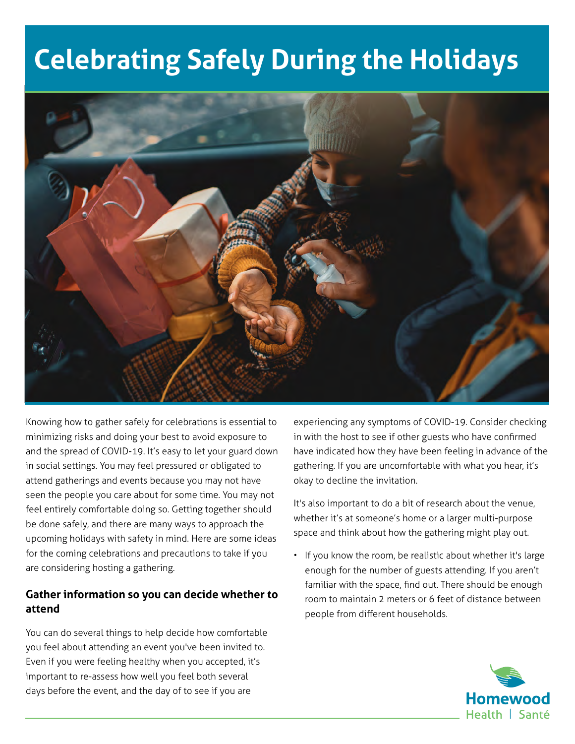# Celebrating Safely During the Holidays

Knowing how to gather safely for celebrations is essential to minimizing risks and doing your best to avoid exposure to and the spread of COVID-19. It's easy to let your guard down in social settings. You may feel pressured or obligated to attend gatherings and events because you may not have seen the people you care about for some time. You may not feel entirely comfortable doing so. Getting together should be done safely, and there are many ways to approach the upcoming holidays with safety in mind. Here are some ideas for the coming celebrations and precautions to take if you are considering hosting a gathering.

### Gather information so you can decide whether to attend

You can do several things to help decide how comfortable you feel about attending an event you've been invited to. Even if you were feeling healthy when you accepted, it's important to re-assess how well you feel both several days before the event, and the day of to see if you are experiencing any symptoms of COVID-19. Consider checking in with the host to see if other guests who have confirmed have indicated how they have been feeling in advance of the gathering. If you are uncomfortable with what you hear, it's okay to decline the invitation.

It's also important to do a bit of research about the venue, whether it's at someone's home or a larger multi-purpose space and think about how the gathering might play out.

- If you know the room, be realistic about whether it's large enough for the number of guests attending. If you aren't familiar with the space, find out. There should be enough room to maintain 2 meters or 6 feet of distance between people from different households.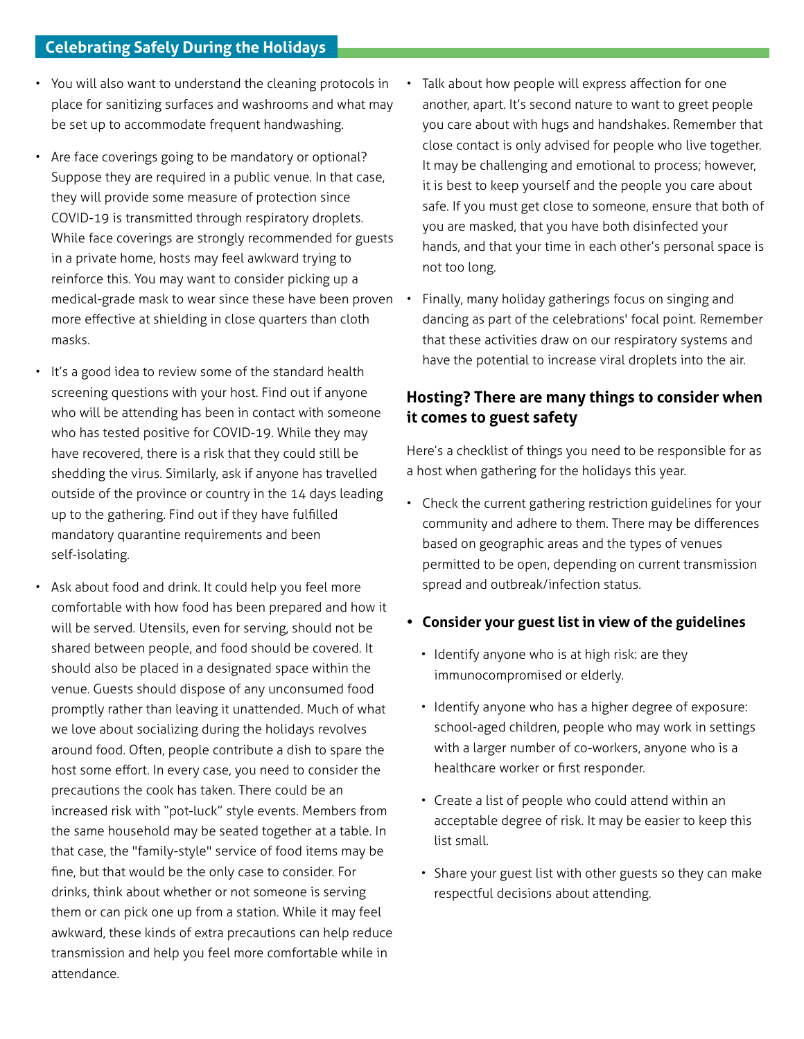- You will also want to understand the cleaning protocols in place for sanitizing surfaces and washrooms and what may be set up to accommodate frequent handwashing.
- Are face coverings going to be mandatory or optional? Suppose they are required in a public venue. In that case, they will provide some measure of protection since COVID-19 is transmitted through respiratory droplets. While face coverings are strongly recommended for guests in a private home, hosts may feel awkward trying to reinforce this. You may want to consider picking up a medical-grade mask to wear since these have been proven more effective at shielding in close quarters than cloth masks.
- It's a good idea to review some of the standard health screening questions with your host. Find out if anyone who will be attending has been in contact with someone who has tested positive for COVID-19. While they may have recovered, there is a risk that they could still be shedding the virus. Similarly, ask if anyone has travelled outside of the province or country in the 14 days leading up to the gathering. Find out if they have fulfilled mandatory quarantine requirements and been self-isolating.
- Ask about food and drink. It could help you feel more comfortable with how food has been prepared and how it will be served. Utensils, even for serving, should not be shared between people, and food should be covered. It should also be placed in a designated space within the venue. Guests should dispose of any unconsumed food promptly rather than leaving it unattended. Much of what we love about socializing during the holidays revolves around food. Often, people contribute a dish to spare the host some effort. In every case, you need to consider the precautions the cook has taken. There could be an increased risk with "pot-luck" style events. Members from the same household may be seated together at a table. In that case, the "family-style" service of food items may be fine, but that would be the only case to consider. For drinks, think about whether or not someone is serving them or can pick one up from a station. While it may feel awkward, these kinds of extra precautions can help reduce transmission and help you feel more comfortable while in attendance.
- Talk about how people will express affection for one another, apart. It's second nature to want to greet people you care about with hugs and handshakes. Remember that close contact is only advised for people who live together. It may be challenging and emotional to process; however, it is best to keep yourself and the people you care about safe. If you must get close to someone, ensure that both of you are masked, that you have both disinfected your hands, and that your time in each other's personal space is not too long.
- Finally, many holiday gatherings focus on singing and dancing as part of the celebrations' focal point. Remember that these activities draw on our respiratory systems and have the potential to increase viral droplets into the air.

## Hosting? There are many things to consider when it comes to guest safety

Here's a checklist of things you need to be responsible for as a host when gathering for the holidays this year.

- Check the current gathering restriction guidelines for your community and adhere to them. There may be differences based on geographic areas and the types of venues permitted to be open, depending on current transmission spread and outbreak/infection status.
- **Consider your guest list in view of the guidelines**
  - Identify anyone who is at high risk: are they immunocompromised or elderly.
  - Identify anyone who has a higher degree of exposure: school-aged children, people who may work in settings with a larger number of co-workers, anyone who is a healthcare worker or first responder.
  - Create a list of people who could attend within an acceptable degree of risk. It may be easier to keep this list small.
  - Share your guest list with other guests so they can make respectful decisions about attending.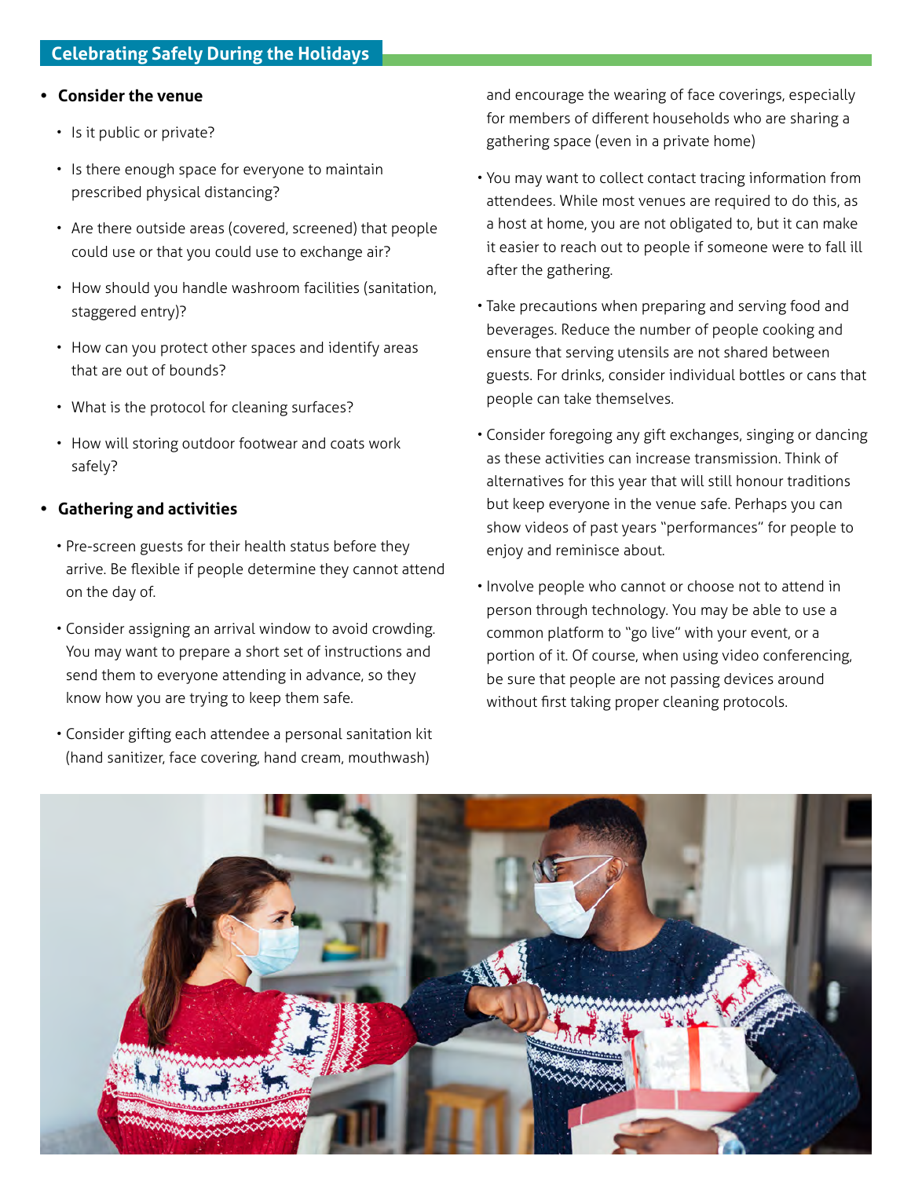## Celebrating Safely During the Holidays

- **Consider the venue**
  - Is it public or private?
  - Is there enough space for everyone to maintain prescribed physical distancing?
  - Are there outside areas (covered, screened) that people could use or that you could use to exchange air?
  - How should you handle washroom facilities (sanitation, staggered entry)?
  - How can you protect other spaces and identify areas that are out of bounds?
  - What is the protocol for cleaning surfaces?
  - How will storing outdoor footwear and coats work safely?

- **Gathering and activities**
  - Pre-screen guests for their health status before they arrive. Be flexible if people determine they cannot attend on the day of.
  - Consider assigning an arrival window to avoid crowding. You may want to prepare a short set of instructions and send them to everyone attending in advance, so they know how you are trying to keep them safe.
  - Consider gifting each attendee a personal sanitation kit (hand sanitizer, face covering, hand cream, mouthwash) and encourage the wearing of face coverings, especially for members of different households who are sharing a gathering space (even in a private home)
  - You may want to collect contact tracing information from attendees. While most venues are required to do this, as a host at home, you are not obligated to, but it can make it easier to reach out to people if someone were to fall ill after the gathering.
  - Take precautions when preparing and serving food and beverages. Reduce the number of people cooking and ensure that serving utensils are not shared between guests. For drinks, consider individual bottles or cans that people can take themselves.
  - Consider foregoing any gift exchanges, singing or dancing as these activities can increase transmission. Think of alternatives for this year that will still honour traditions but keep everyone in the venue safe. Perhaps you can show videos of past years "performances" for people to enjoy and reminisce about.
  - Involve people who cannot or choose not to attend in person through technology. You may be able to use a common platform to "go live" with your event, or a portion of it. Of course, when using video conferencing, be sure that people are not passing devices around without first taking proper cleaning protocols.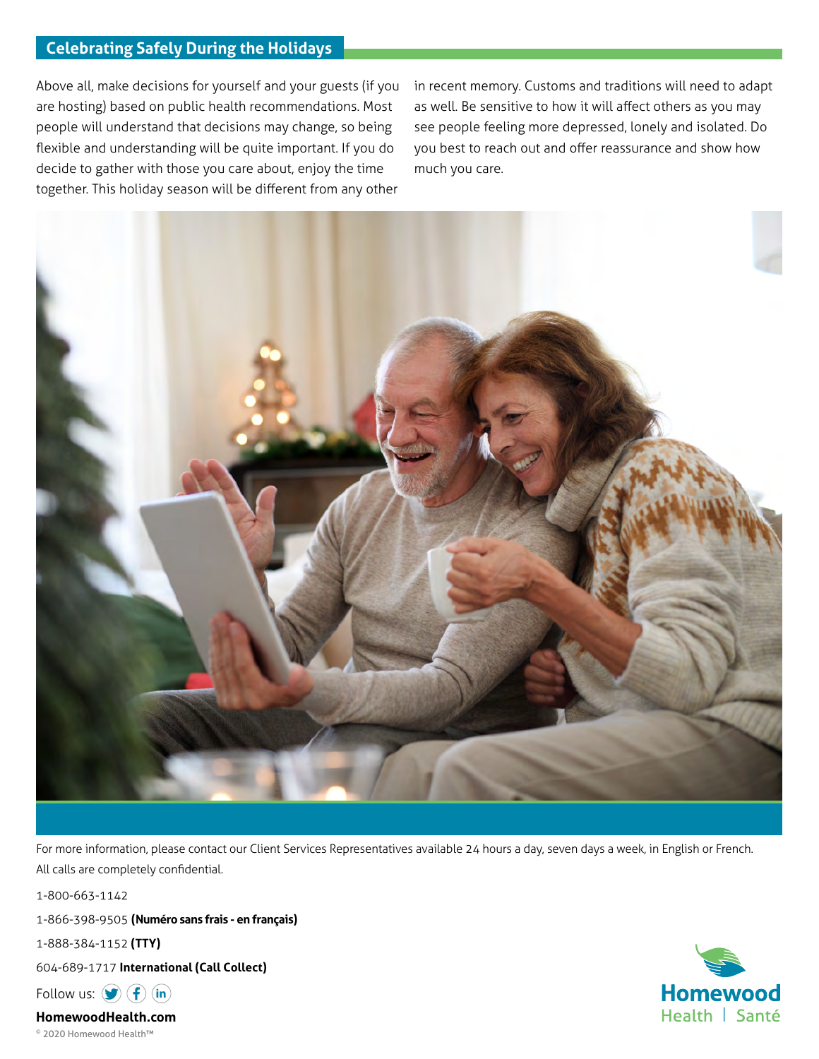## Celebrating Safely During the Holidays

Above all, make decisions for yourself and your guests (if you are hosting) based on public health recommendations. Most people will understand that decisions may change, so being flexible and understanding will be quite important. If you do decide to gather with those you care about, enjoy the time together. This holiday season will be different from any other in recent memory. Customs and traditions will need to adapt as well. Be sensitive to how it will affect others as you may see people feeling more depressed, lonely and isolated. Do you best to reach out and offer reassurance and show how much you care.

For more information, please contact our Client Services Representatives available 24 hours a day, seven days a week, in English or French. All calls are completely confidential.

1-800-663-1142

1-866-398-9505 **(Numéro sans frais - en français)**

1-888-384-1152 **(TTY)**

604-689-1717 **International (Call Collect)**

Follow us:

**HomewoodHealth.com**

© 2020 Homewood Health™

Homewood Health | Santé